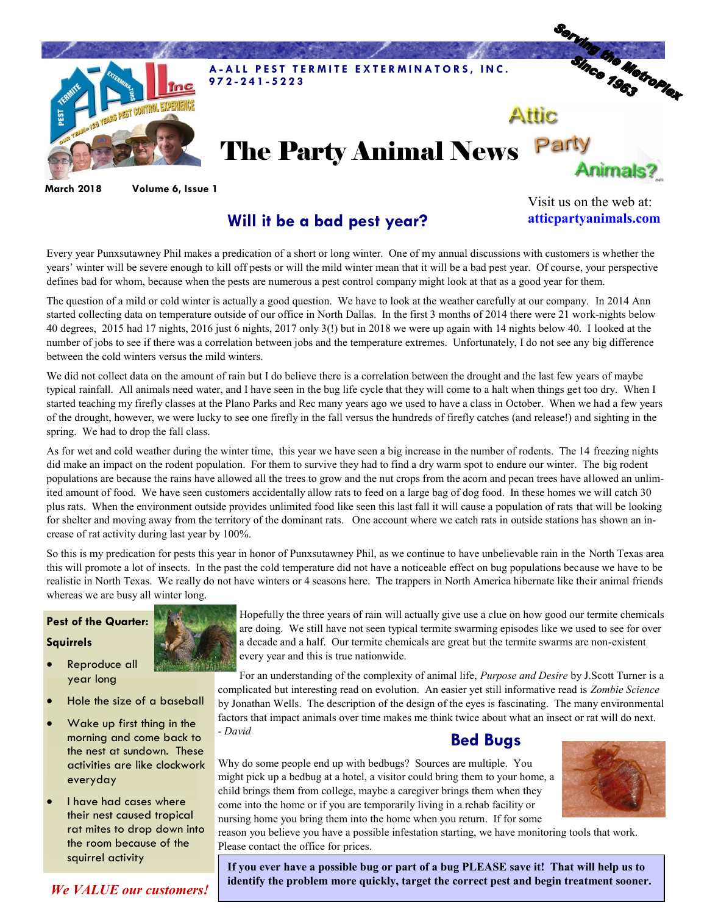**A-ALL PEST TERMITE EXTERMINATORS, INC.**
**972-241-5223**

Serving the MetroPlex Since 1963

# The Party Animal News

Attic Party Animals?

March 2018 Volume 6, Issue 1

Visit us on the web at:
**atticpartyanimals.com**

## Will it be a bad pest year?

Every year Punxsutawney Phil makes a predication of a short or long winter. One of my annual discussions with customers is whether the years' winter will be severe enough to kill off pests or will the mild winter mean that it will be a bad pest year. Of course, your perspective defines bad for whom, because when the pests are numerous a pest control company might look at that as a good year for them.

The question of a mild or cold winter is actually a good question. We have to look at the weather carefully at our company. In 2014 Ann started collecting data on temperature outside of our office in North Dallas. In the first 3 months of 2014 there were 21 work-nights below 40 degrees, 2015 had 17 nights, 2016 just 6 nights, 2017 only 3(!) but in 2018 we were up again with 14 nights below 40. I looked at the number of jobs to see if there was a correlation between jobs and the temperature extremes. Unfortunately, I do not see any big difference between the cold winters versus the mild winters.

We did not collect data on the amount of rain but I do believe there is a correlation between the drought and the last few years of maybe typical rainfall. All animals need water, and I have seen in the bug life cycle that they will come to a halt when things get too dry. When I started teaching my firefly classes at the Plano Parks and Rec many years ago we used to have a class in October. When we had a few years of the drought, however, we were lucky to see one firefly in the fall versus the hundreds of firefly catches (and release!) and sighting in the spring. We had to drop the fall class.

As for wet and cold weather during the winter time, this year we have seen a big increase in the number of rodents. The 14 freezing nights did make an impact on the rodent population. For them to survive they had to find a dry warm spot to endure our winter. The big rodent populations are because the rains have allowed all the trees to grow and the nut crops from the acorn and pecan trees have allowed an unlimited amount of food. We have seen customers accidentally allow rats to feed on a large bag of dog food. In these homes we will catch 30 plus rats. When the environment outside provides unlimited food like seen this last fall it will cause a population of rats that will be looking for shelter and moving away from the territory of the dominant rats. One account where we catch rats in outside stations has shown an increase of rat activity during last year by 100%.

So this is my predication for pests this year in honor of Punxsutawney Phil, as we continue to have unbelievable rain in the North Texas area this will promote a lot of insects. In the past the cold temperature did not have a noticeable effect on bug populations because we have to be realistic in North Texas. We really do not have winters or 4 seasons here. The trappers in North America hibernate like their animal friends whereas we are busy all winter long.

Hopefully the three years of rain will actually give use a clue on how good our termite chemicals are doing. We still have not seen typical termite swarming episodes like we used to see for over a decade and a half. Our termite chemicals are great but the termite swarms are non-existent every year and this is true nationwide.

For an understanding of the complexity of animal life, *Purpose and Desire* by J.Scott Turner is a complicated but interesting read on evolution. An easier yet still informative read is *Zombie Science* by Jonathan Wells. The description of the design of the eyes is fascinating. The many environmental factors that impact animals over time makes me think twice about what an insect or rat will do next.
*- David*

**Pest of the Quarter:**

**Squirrels**

- Reproduce all year long
- Hole the size of a baseball
- Wake up first thing in the morning and come back to the nest at sundown. These activities are like clockwork everyday
- I have had cases where their nest caused tropical rat mites to drop down into the room because of the squirrel activity

***We VALUE our customers!***

## Bed Bugs

Why do some people end up with bedbugs? Sources are multiple. You might pick up a bedbug at a hotel, a visitor could bring them to your home, a child brings them from college, maybe a caregiver brings them when they come into the home or if you are temporarily living in a rehab facility or nursing home you bring them into the home when you return. If for some reason you believe you have a possible infestation starting, we have monitoring tools that work. Please contact the office for prices.

**If you ever have a possible bug or part of a bug PLEASE save it! That will help us to identify the problem more quickly, target the correct pest and begin treatment sooner.**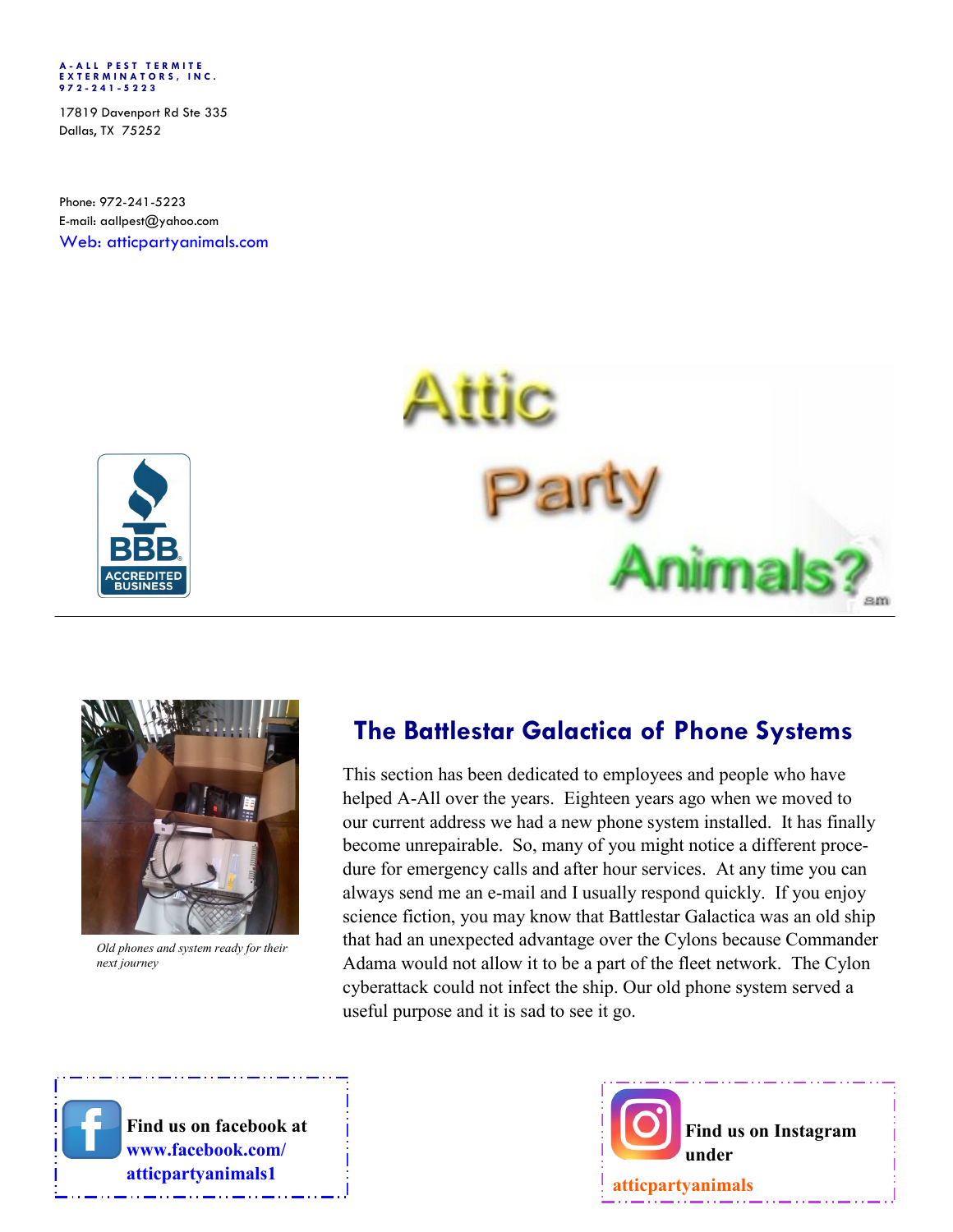A-ALL PEST TERMITE EXTERMINATORS, INC.
972-241-5223

17819 Davenport Rd Ste 335
Dallas, TX 75252

Phone: 972-241-5223
E-mail: aallpest@yahoo.com
Web: atticpartyanimals.com

Attic Party Animals?

*Old phones and system ready for their next journey*

## The Battlestar Galactica of Phone Systems

This section has been dedicated to employees and people who have helped A-All over the years. Eighteen years ago when we moved to our current address we had a new phone system installed. It has finally become unrepairable. So, many of you might notice a different procedure for emergency calls and after hour services. At any time you can always send me an e-mail and I usually respond quickly. If you enjoy science fiction, you may know that Battlestar Galactica was an old ship that had an unexpected advantage over the Cylons because Commander Adama would not allow it to be a part of the fleet network. The Cylon cyberattack could not infect the ship. Our old phone system served a useful purpose and it is sad to see it go.

**Find us on facebook at www.facebook.com/atticpartyanimals1**

**Find us on Instagram under atticpartyanimals**